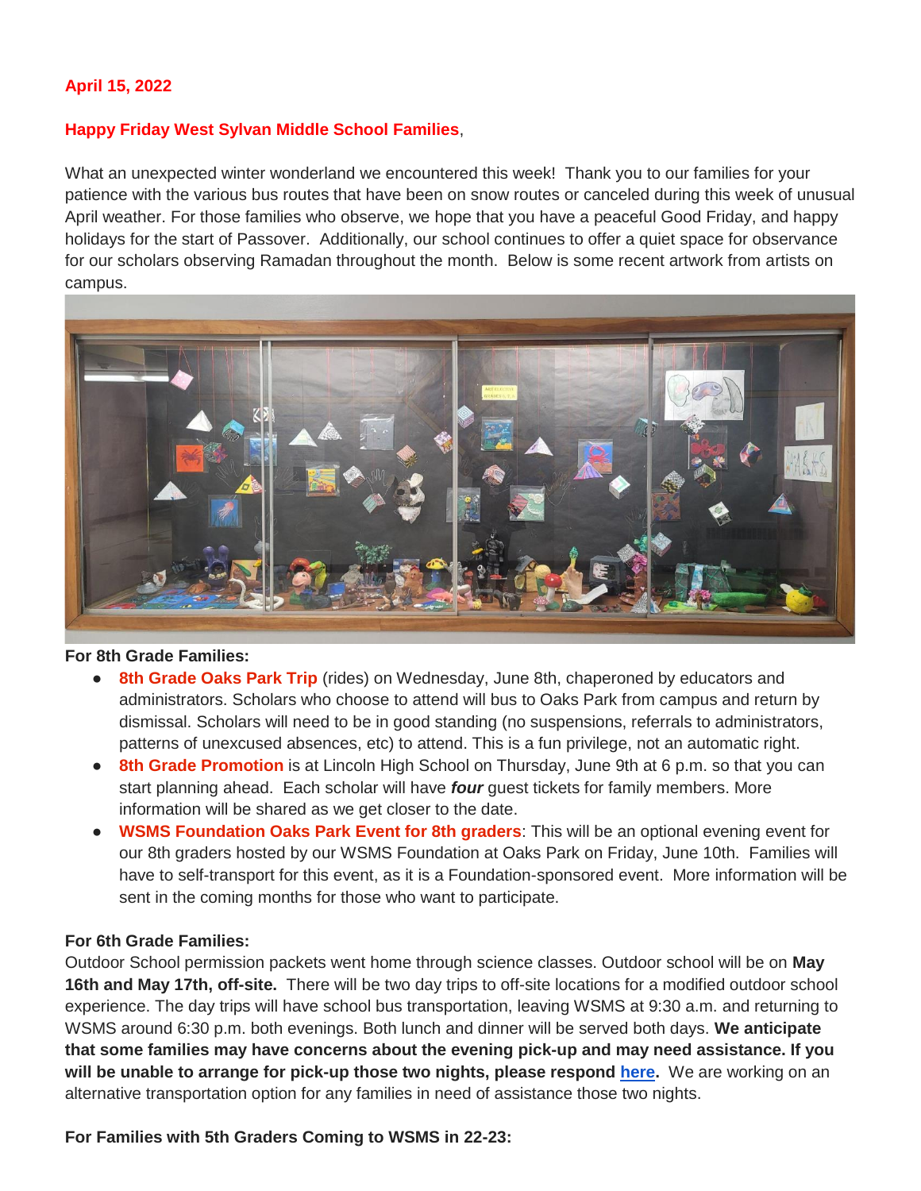**April 15, 2022**

**Happy Friday West Sylvan Middle School Families**,

What an unexpected winter wonderland we encountered this week! Thank you to our families for your patience with the various bus routes that have been on snow routes or canceled during this week of unusual April weather. For those families who observe, we hope that you have a peaceful Good Friday, and happy holidays for the start of Passover. Additionally, our school continues to offer a quiet space for observance for our scholars observing Ramadan throughout the month. Below is some recent artwork from artists on campus.

**For 8th Grade Families:**

- **8th Grade Oaks Park Trip** (rides) on Wednesday, June 8th, chaperoned by educators and administrators. Scholars who choose to attend will bus to Oaks Park from campus and return by dismissal. Scholars will need to be in good standing (no suspensions, referrals to administrators, patterns of unexcused absences, etc) to attend. This is a fun privilege, not an automatic right.
- **8th Grade Promotion** is at Lincoln High School on Thursday, June 9th at 6 p.m. so that you can start planning ahead. Each scholar will have ***four*** guest tickets for family members. More information will be shared as we get closer to the date.
- **WSMS Foundation Oaks Park Event for 8th graders**: This will be an optional evening event for our 8th graders hosted by our WSMS Foundation at Oaks Park on Friday, June 10th. Families will have to self-transport for this event, as it is a Foundation-sponsored event. More information will be sent in the coming months for those who want to participate.

**For 6th Grade Families:**

Outdoor School permission packets went home through science classes. Outdoor school will be on **May 16th and May 17th, off-site.** There will be two day trips to off-site locations for a modified outdoor school experience. The day trips will have school bus transportation, leaving WSMS at 9:30 a.m. and returning to WSMS around 6:30 p.m. both evenings. Both lunch and dinner will be served both days. **We anticipate that some families may have concerns about the evening pick-up and may need assistance. If you will be unable to arrange for pick-up those two nights, please respond here.** We are working on an alternative transportation option for any families in need of assistance those two nights.

**For Families with 5th Graders Coming to WSMS in 22-23:**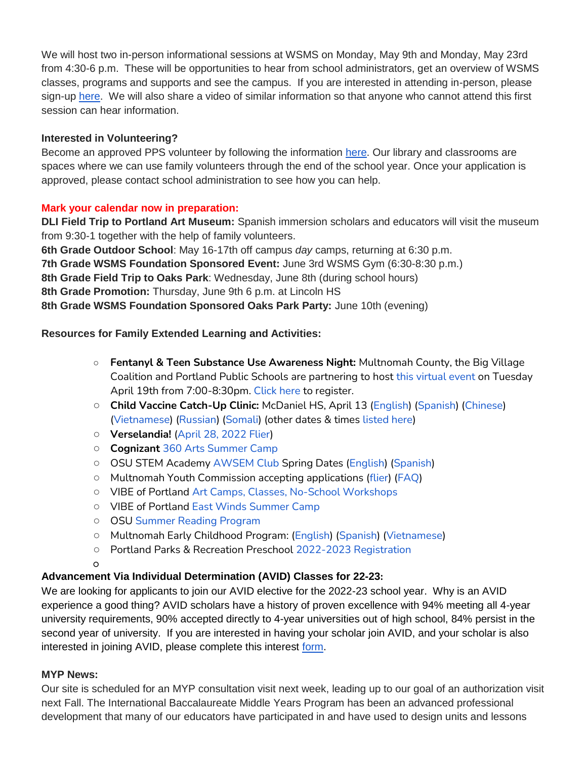We will host two in-person informational sessions at WSMS on Monday, May 9th and Monday, May 23rd from 4:30-6 p.m. These will be opportunities to hear from school administrators, get an overview of WSMS classes, programs and supports and see the campus. If you are interested in attending in-person, please sign-up here. We will also share a video of similar information so that anyone who cannot attend this first session can hear information.

**Interested in Volunteering?**
Become an approved PPS volunteer by following the information here. Our library and classrooms are spaces where we can use family volunteers through the end of the school year. Once your application is approved, please contact school administration to see how you can help.

**Mark your calendar now in preparation:**
**DLI Field Trip to Portland Art Museum:** Spanish immersion scholars and educators will visit the museum from 9:30-1 together with the help of family volunteers.
**6th Grade Outdoor School**: May 16-17th off campus *day* camps, returning at 6:30 p.m.
**7th Grade WSMS Foundation Sponsored Event:** June 3rd WSMS Gym (6:30-8:30 p.m.)
**8th Grade Field Trip to Oaks Park**: Wednesday, June 8th (during school hours)
**8th Grade Promotion:** Thursday, June 9th 6 p.m. at Lincoln HS
**8th Grade WSMS Foundation Sponsored Oaks Park Party:** June 10th (evening)

**Resources for Family Extended Learning and Activities:**

- **Fentanyl & Teen Substance Use Awareness Night:** Multnomah County, the Big Village Coalition and Portland Public Schools are partnering to host this virtual event on Tuesday April 19th from 7:00-8:30pm. Click here to register.
- **Child Vaccine Catch-Up Clinic:** McDaniel HS, April 13 (English) (Spanish) (Chinese) (Vietnamese) (Russian) (Somali) (other dates & times listed here)
- **Verselandia!** (April 28, 2022 Flier)
- **Cognizant** 360 Arts Summer Camp
- OSU STEM Academy AWSEM Club Spring Dates (English) (Spanish)
- Multnomah Youth Commission accepting applications (flier) (FAQ)
- VIBE of Portland Art Camps, Classes, No-School Workshops
- VIBE of Portland East Winds Summer Camp
- OSU Summer Reading Program
- Multnomah Early Childhood Program: (English) (Spanish) (Vietnamese)
- Portland Parks & Recreation Preschool 2022-2023 Registration

**Advancement Via Individual Determination (AVID) Classes for 22-23:**
We are looking for applicants to join our AVID elective for the 2022-23 school year. Why is an AVID experience a good thing? AVID scholars have a history of proven excellence with 94% meeting all 4-year university requirements, 90% accepted directly to 4-year universities out of high school, 84% persist in the second year of university. If you are interested in having your scholar join AVID, and your scholar is also interested in joining AVID, please complete this interest form.

**MYP News:**
Our site is scheduled for an MYP consultation visit next week, leading up to our goal of an authorization visit next Fall. The International Baccalaureate Middle Years Program has been an advanced professional development that many of our educators have participated in and have used to design units and lessons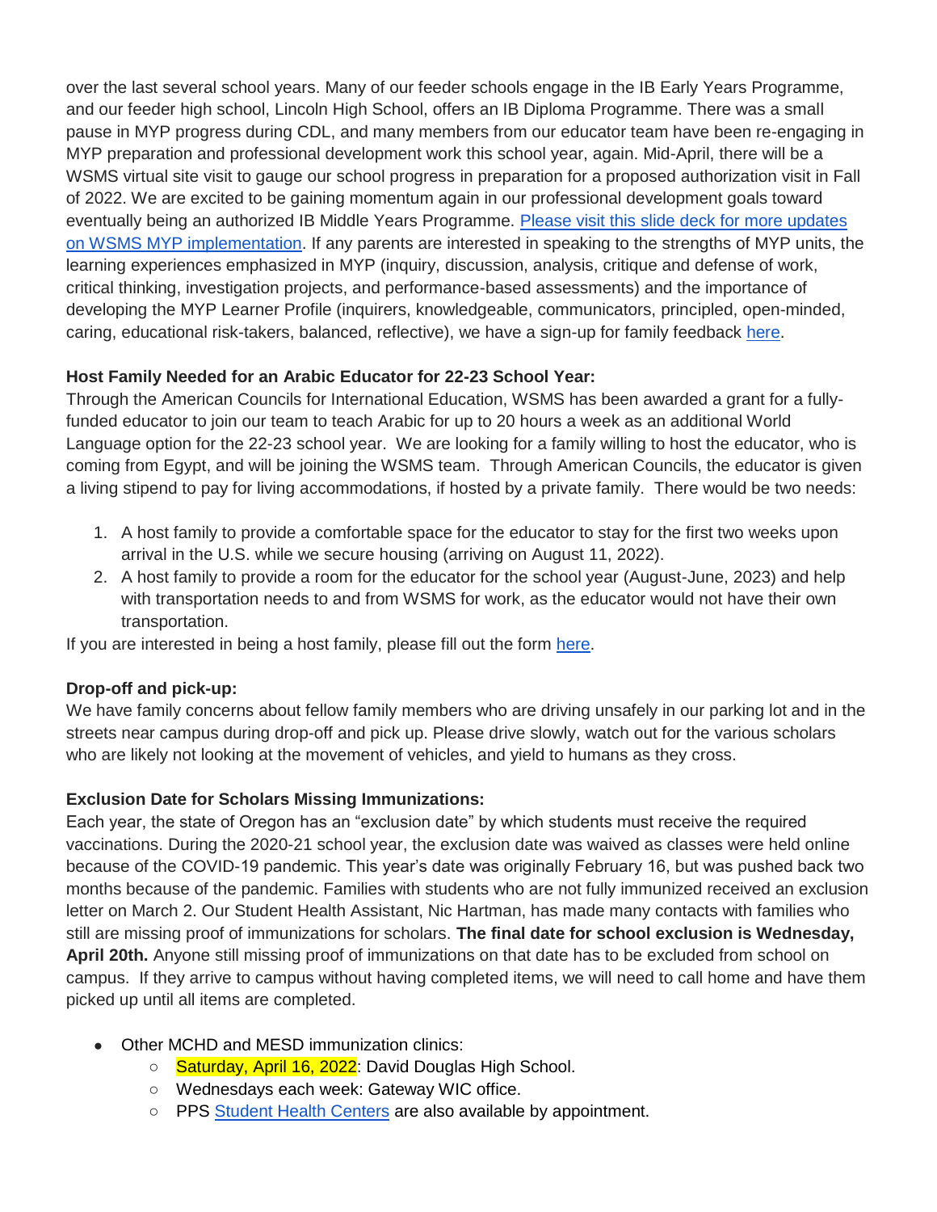over the last several school years. Many of our feeder schools engage in the IB Early Years Programme, and our feeder high school, Lincoln High School, offers an IB Diploma Programme. There was a small pause in MYP progress during CDL, and many members from our educator team have been re-engaging in MYP preparation and professional development work this school year, again. Mid-April, there will be a WSMS virtual site visit to gauge our school progress in preparation for a proposed authorization visit in Fall of 2022. We are excited to be gaining momentum again in our professional development goals toward eventually being an authorized IB Middle Years Programme. [Please visit this slide deck for more updates on WSMS MYP implementation](). If any parents are interested in speaking to the strengths of MYP units, the learning experiences emphasized in MYP (inquiry, discussion, analysis, critique and defense of work, critical thinking, investigation projects, and performance-based assessments) and the importance of developing the MYP Learner Profile (inquirers, knowledgeable, communicators, principled, open-minded, caring, educational risk-takers, balanced, reflective), we have a sign-up for family feedback [here]().

**Host Family Needed for an Arabic Educator for 22-23 School Year:**

Through the American Councils for International Education, WSMS has been awarded a grant for a fully-funded educator to join our team to teach Arabic for up to 20 hours a week as an additional World Language option for the 22-23 school year. We are looking for a family willing to host the educator, who is coming from Egypt, and will be joining the WSMS team. Through American Councils, the educator is given a living stipend to pay for living accommodations, if hosted by a private family. There would be two needs:

1. A host family to provide a comfortable space for the educator to stay for the first two weeks upon arrival in the U.S. while we secure housing (arriving on August 11, 2022).
2. A host family to provide a room for the educator for the school year (August-June, 2023) and help with transportation needs to and from WSMS for work, as the educator would not have their own transportation.

If you are interested in being a host family, please fill out the form [here]().

**Drop-off and pick-up:**

We have family concerns about fellow family members who are driving unsafely in our parking lot and in the streets near campus during drop-off and pick up. Please drive slowly, watch out for the various scholars who are likely not looking at the movement of vehicles, and yield to humans as they cross.

**Exclusion Date for Scholars Missing Immunizations:**

Each year, the state of Oregon has an "exclusion date" by which students must receive the required vaccinations. During the 2020-21 school year, the exclusion date was waived as classes were held online because of the COVID-19 pandemic. This year's date was originally February 16, but was pushed back two months because of the pandemic. Families with students who are not fully immunized received an exclusion letter on March 2. Our Student Health Assistant, Nic Hartman, has made many contacts with families who still are missing proof of immunizations for scholars. **The final date for school exclusion is Wednesday, April 20th.** Anyone still missing proof of immunizations on that date has to be excluded from school on campus. If they arrive to campus without having completed items, we will need to call home and have them picked up until all items are completed.

- Other MCHD and MESD immunization clinics:
  - Saturday, April 16, 2022: David Douglas High School.
  - Wednesdays each week: Gateway WIC office.
  - PPS [Student Health Centers]() are also available by appointment.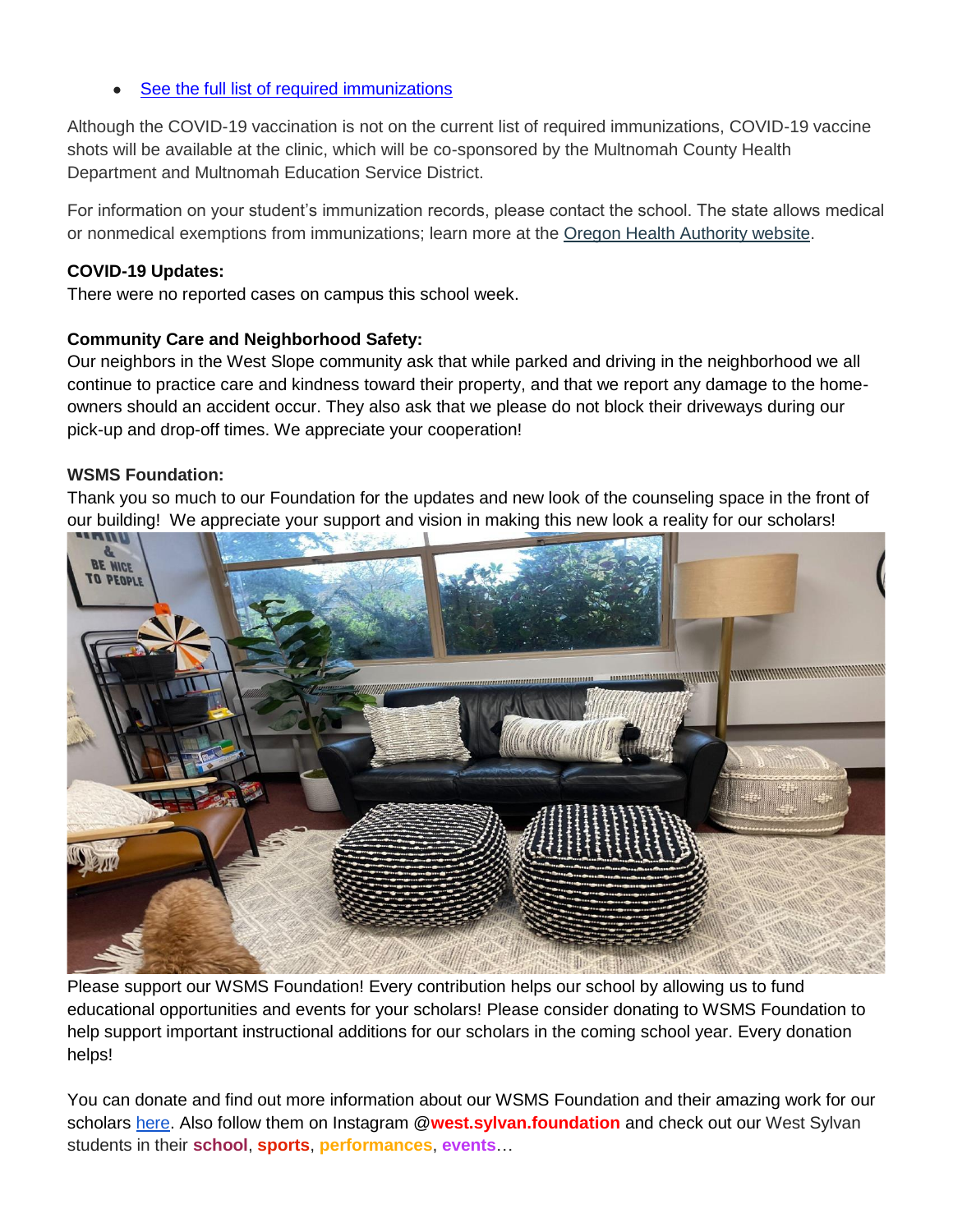- See the full list of required immunizations

Although the COVID-19 vaccination is not on the current list of required immunizations, COVID-19 vaccine shots will be available at the clinic, which will be co-sponsored by the Multnomah County Health Department and Multnomah Education Service District.

For information on your student's immunization records, please contact the school. The state allows medical or nonmedical exemptions from immunizations; learn more at the Oregon Health Authority website.

**COVID-19 Updates:**
There were no reported cases on campus this school week.

**Community Care and Neighborhood Safety:**
Our neighbors in the West Slope community ask that while parked and driving in the neighborhood we all continue to practice care and kindness toward their property, and that we report any damage to the home-owners should an accident occur. They also ask that we please do not block their driveways during our pick-up and drop-off times. We appreciate your cooperation!

**WSMS Foundation:**
Thank you so much to our Foundation for the updates and new look of the counseling space in the front of our building! We appreciate your support and vision in making this new look a reality for our scholars!

Please support our WSMS Foundation! Every contribution helps our school by allowing us to fund educational opportunities and events for your scholars! Please consider donating to WSMS Foundation to help support important instructional additions for our scholars in the coming school year. Every donation helps!

You can donate and find out more information about our WSMS Foundation and their amazing work for our scholars here. Also follow them on Instagram @**west.sylvan.foundation** and check out our West Sylvan students in their **school**, **sports**, **performances**, **events**…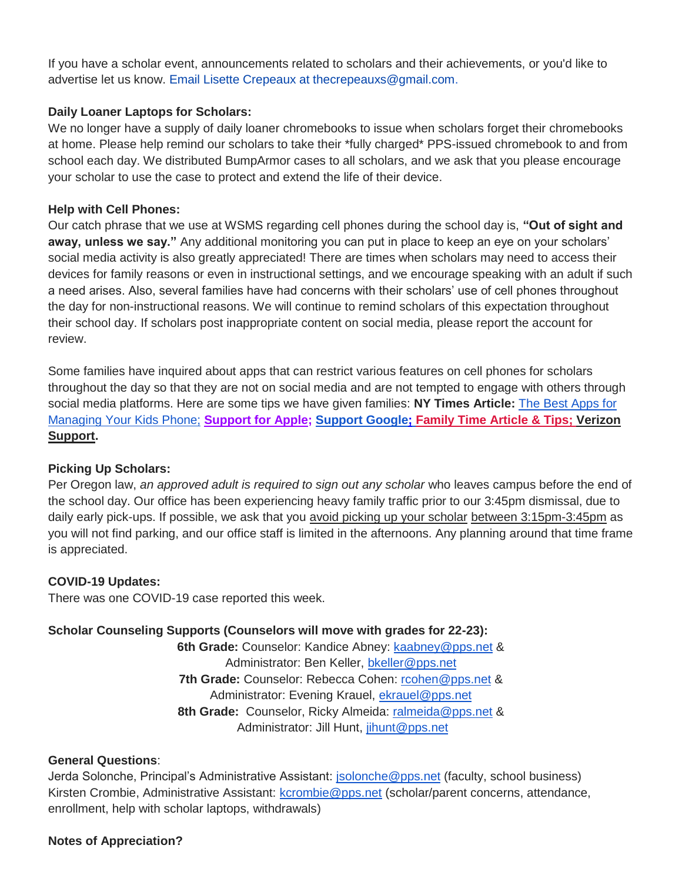If you have a scholar event, announcements related to scholars and their achievements, or you'd like to advertise let us know. Email Lisette Crepeaux at thecrepeauxs@gmail.com.

**Daily Loaner Laptops for Scholars:**
We no longer have a supply of daily loaner chromebooks to issue when scholars forget their chromebooks at home. Please help remind our scholars to take their *fully charged* PPS-issued chromebook to and from school each day. We distributed BumpArmor cases to all scholars, and we ask that you please encourage your scholar to use the case to protect and extend the life of their device.

**Help with Cell Phones:**
Our catch phrase that we use at WSMS regarding cell phones during the school day is, **"Out of sight and away, unless we say."** Any additional monitoring you can put in place to keep an eye on your scholars' social media activity is also greatly appreciated! There are times when scholars may need to access their devices for family reasons or even in instructional settings, and we encourage speaking with an adult if such a need arises. Also, several families have had concerns with their scholars' use of cell phones throughout the day for non-instructional reasons. We will continue to remind scholars of this expectation throughout their school day. If scholars post inappropriate content on social media, please report the account for review.

Some families have inquired about apps that can restrict various features on cell phones for scholars throughout the day so that they are not on social media and are not tempted to engage with others through social media platforms. Here are some tips we have given families: **NY Times Article:** The Best Apps for Managing Your Kids Phone; **Support for Apple; Support Google; Family Time Article & Tips; Verizon Support.**

**Picking Up Scholars:**
Per Oregon law, *an approved adult is required to sign out any scholar* who leaves campus before the end of the school day. Our office has been experiencing heavy family traffic prior to our 3:45pm dismissal, due to daily early pick-ups. If possible, we ask that you avoid picking up your scholar between 3:15pm-3:45pm as you will not find parking, and our office staff is limited in the afternoons. Any planning around that time frame is appreciated.

**COVID-19 Updates:**
There was one COVID-19 case reported this week.

**Scholar Counseling Supports (Counselors will move with grades for 22-23):**

**6th Grade:** Counselor: Kandice Abney: kaabney@pps.net &
Administrator: Ben Keller, bkeller@pps.net
**7th Grade:** Counselor: Rebecca Cohen: rcohen@pps.net &
Administrator: Evening Krauel, ekrauel@pps.net
**8th Grade:** Counselor, Ricky Almeida: ralmeida@pps.net &
Administrator: Jill Hunt, jihunt@pps.net

**General Questions**:
Jerda Solonche, Principal's Administrative Assistant: jsolonche@pps.net (faculty, school business)
Kirsten Crombie, Administrative Assistant: kcrombie@pps.net (scholar/parent concerns, attendance, enrollment, help with scholar laptops, withdrawals)

**Notes of Appreciation?**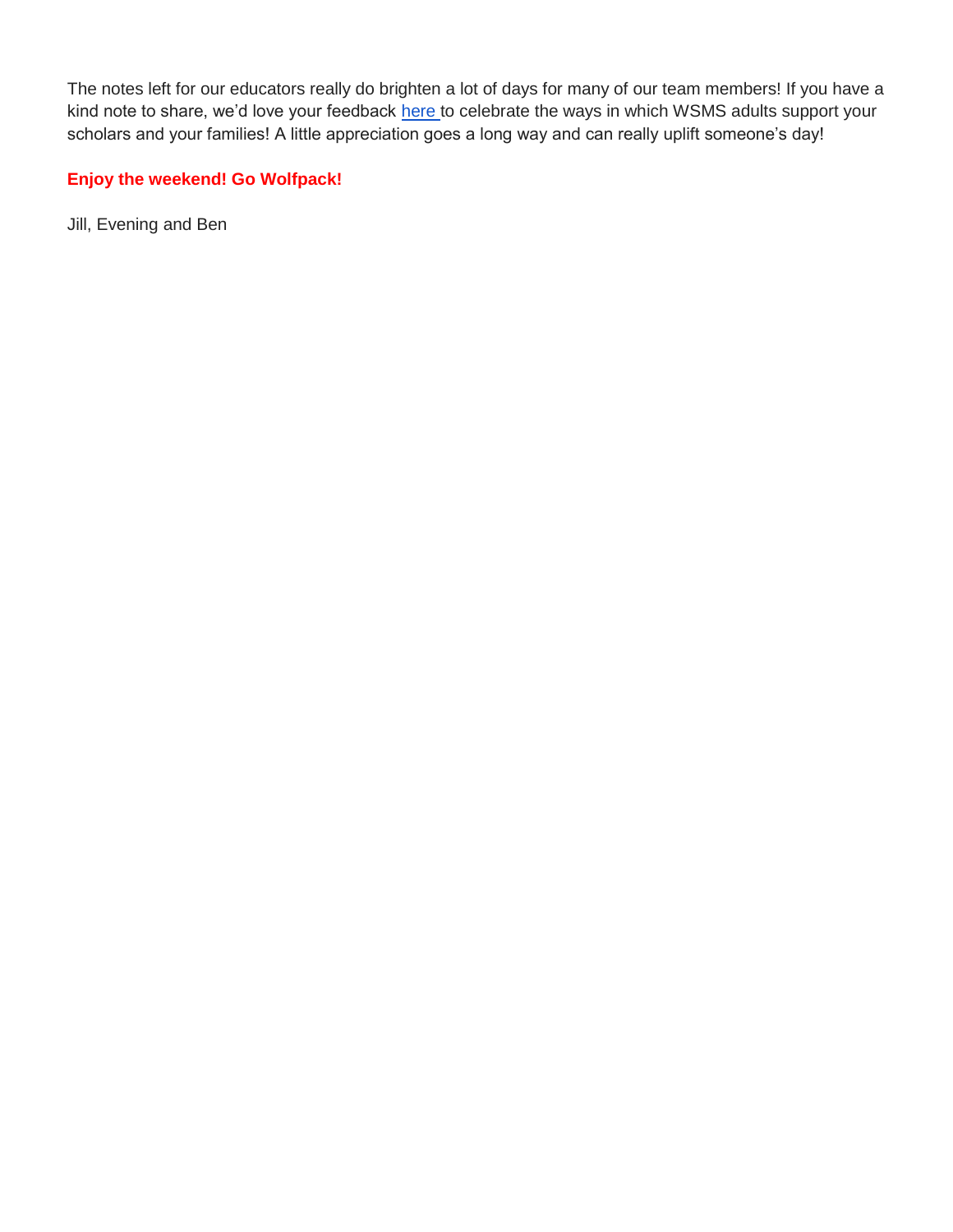The notes left for our educators really do brighten a lot of days for many of our team members! If you have a kind note to share, we'd love your feedback here to celebrate the ways in which WSMS adults support your scholars and your families! A little appreciation goes a long way and can really uplift someone's day!

**Enjoy the weekend! Go Wolfpack!**

Jill, Evening and Ben